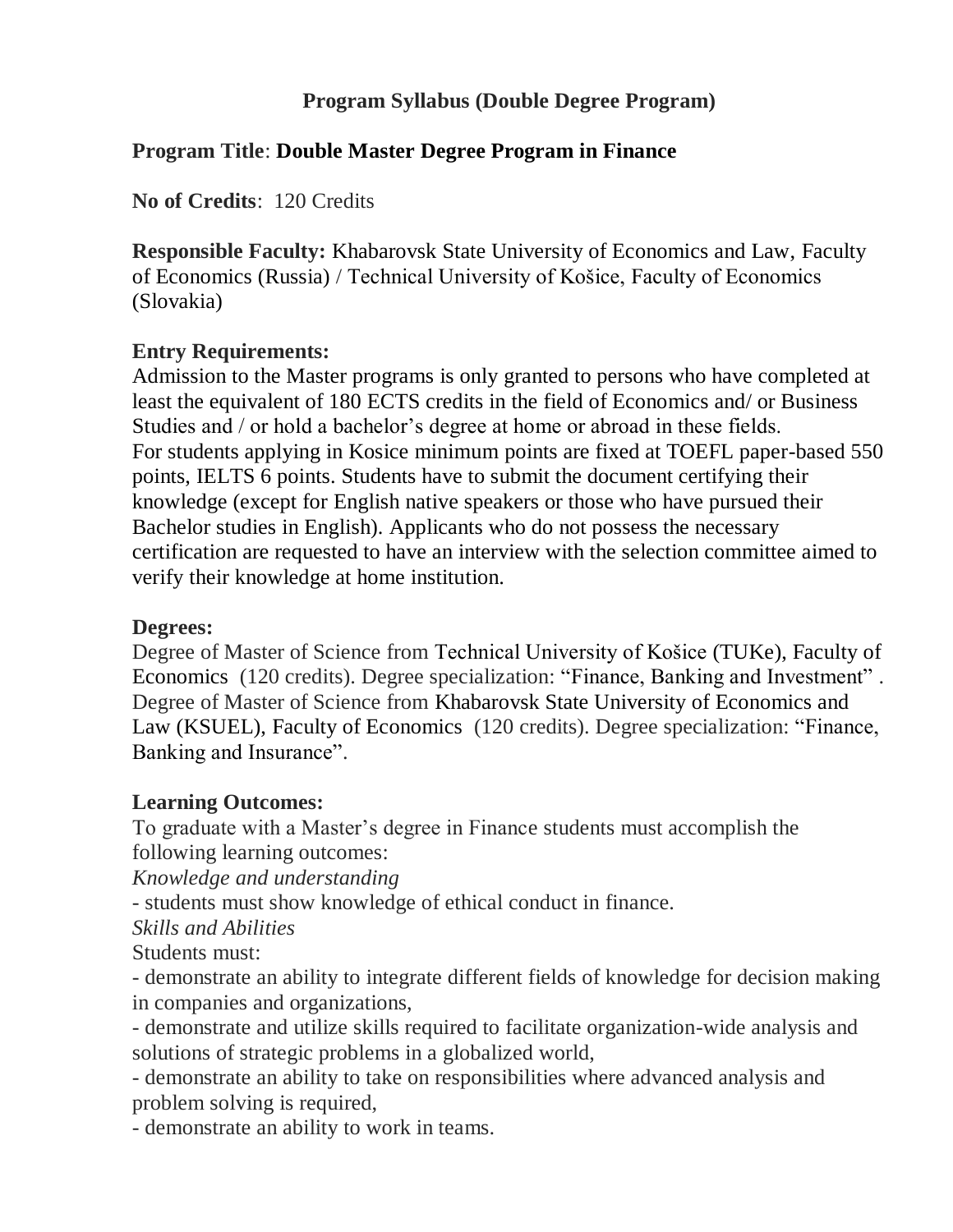# Program Syllabus (Double Degree Program)

**Program Title**: **Double Master Degree Program in Finance**

**No of Credits**: 120 Credits

**Responsible Faculty:** Khabarovsk State University of Economics and Law, Faculty of Economics (Russia) / Technical University of Košice, Faculty of Economics (Slovakia)

**Entry Requirements:**

Admission to the Master programs is only granted to persons who have completed at least the equivalent of 180 ECTS credits in the field of Economics and/ or Business Studies and / or hold a bachelor's degree at home or abroad in these fields.
For students applying in Kosice minimum points are fixed at TOEFL paper-based 550 points, IELTS 6 points. Students have to submit the document certifying their knowledge (except for English native speakers or those who have pursued their Bachelor studies in English). Applicants who do not possess the necessary certification are requested to have an interview with the selection committee aimed to verify their knowledge at home institution.

**Degrees:**

Degree of Master of Science from Technical University of Košice (TUKe), Faculty of Economics (120 credits). Degree specialization: "Finance, Banking and Investment" .
Degree of Master of Science from Khabarovsk State University of Economics and Law (KSUEL), Faculty of Economics (120 credits). Degree specialization: "Finance, Banking and Insurance".

**Learning Outcomes:**

To graduate with a Master's degree in Finance students must accomplish the following learning outcomes:

*Knowledge and understanding*

- students must show knowledge of ethical conduct in finance.

*Skills and Abilities*

Students must:

- demonstrate an ability to integrate different fields of knowledge for decision making in companies and organizations,
- demonstrate and utilize skills required to facilitate organization-wide analysis and solutions of strategic problems in a globalized world,
- demonstrate an ability to take on responsibilities where advanced analysis and problem solving is required,
- demonstrate an ability to work in teams.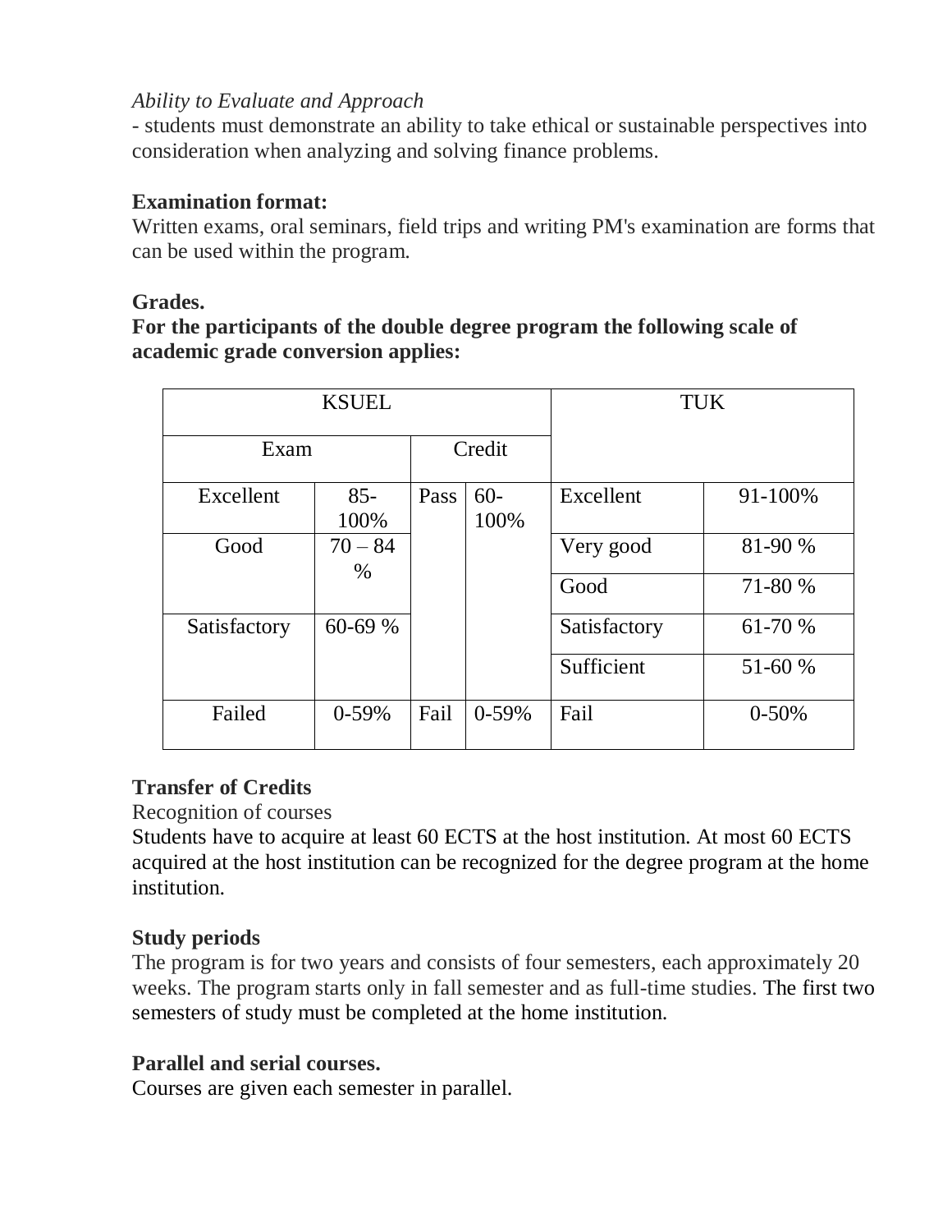*Ability to Evaluate and Approach*

- students must demonstrate an ability to take ethical or sustainable perspectives into consideration when analyzing and solving finance problems.

**Examination format:**

Written exams, oral seminars, field trips and writing PM's examination are forms that can be used within the program.

**Grades.**

**For the participants of the double degree program the following scale of academic grade conversion applies:**

| KSUEL | | | | TUK | |
|---|---|---|---|---|---|
| Exam | | Credit | | | |
| Excellent | 85-100% | Pass | 60-100% | Excellent | 91-100% |
| Good | 70 – 84 % | | | Very good | 81-90 % |
| | | | | Good | 71-80 % |
| Satisfactory | 60-69 % | | | Satisfactory | 61-70 % |
| | | | | Sufficient | 51-60 % |
| Failed | 0-59% | Fail | 0-59% | Fail | 0-50% |

**Transfer of Credits**

Recognition of courses

Students have to acquire at least 60 ECTS at the host institution. At most 60 ECTS acquired at the host institution can be recognized for the degree program at the home institution.

**Study periods**

The program is for two years and consists of four semesters, each approximately 20 weeks. The program starts only in fall semester and as full-time studies. The first two semesters of study must be completed at the home institution.

**Parallel and serial courses.**

Courses are given each semester in parallel.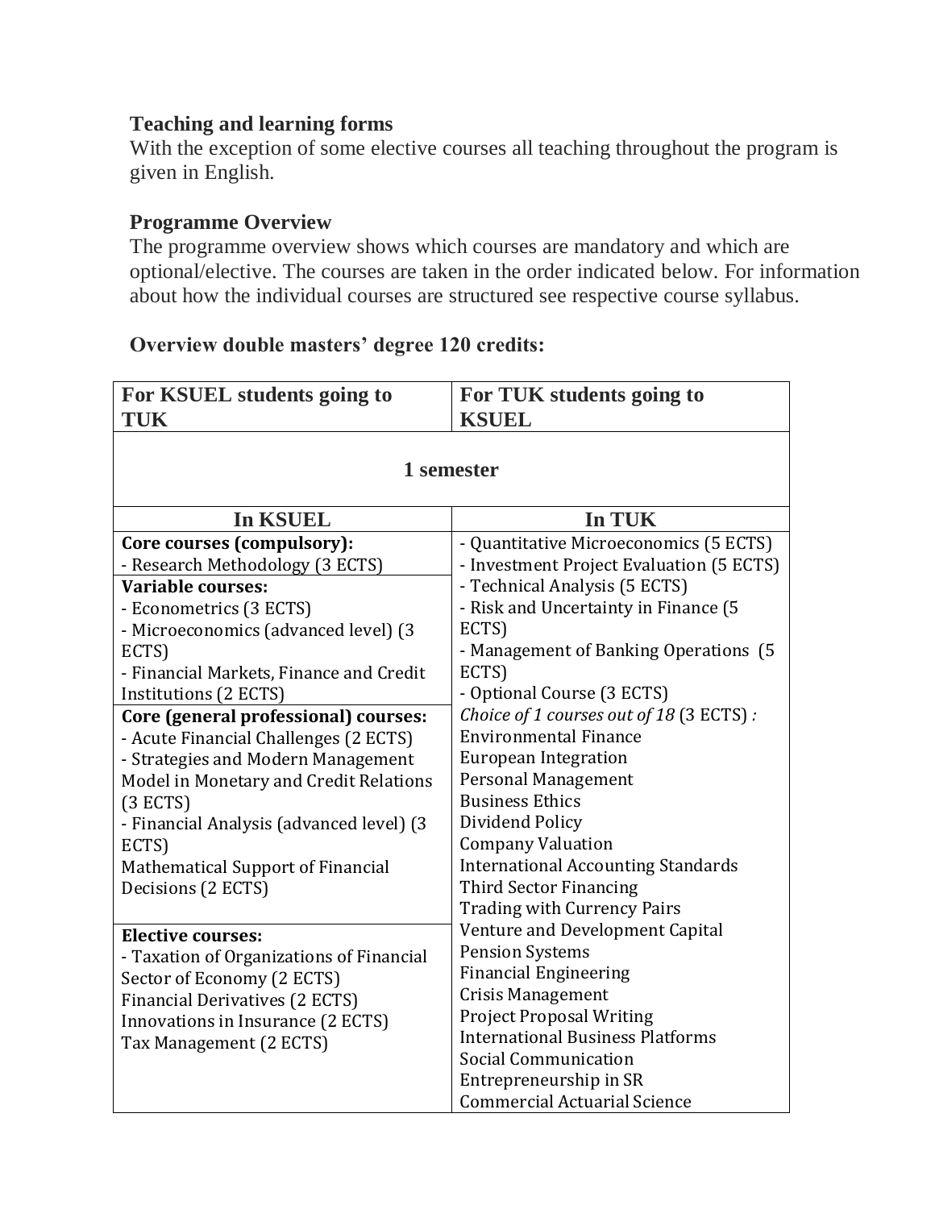**Teaching and learning forms**

With the exception of some elective courses all teaching throughout the program is given in English.

**Programme Overview**

The programme overview shows which courses are mandatory and which are optional/elective. The courses are taken in the order indicated below. For information about how the individual courses are structured see respective course syllabus.

**Overview double masters' degree 120 credits:**

| For KSUEL students going to TUK | For TUK students going to KSUEL |
|---|---|
| **1 semester** | |
| **In KSUEL** | **In TUK** |
| **Core courses (compulsory):**<br>- Research Methodology (3 ECTS)<br>**Variable courses:**<br>- Econometrics (3 ECTS)<br>- Microeconomics (advanced level) (3 ECTS)<br>- Financial Markets, Finance and Credit Institutions (2 ECTS)<br>**Core (general professional) courses:**<br>- Acute Financial Challenges (2 ECTS)<br>- Strategies and Modern Management Model in Monetary and Credit Relations (3 ECTS)<br>- Financial Analysis (advanced level) (3 ECTS)<br>Mathematical Support of Financial Decisions (2 ECTS)<br><br>**Elective courses:**<br>- Taxation of Organizations of Financial Sector of Economy (2 ECTS)<br>Financial Derivatives (2 ECTS)<br>Innovations in Insurance (2 ECTS)<br>Tax Management (2 ECTS) | - Quantitative Microeconomics (5 ECTS)<br>- Investment Project Evaluation (5 ECTS)<br>- Technical Analysis (5 ECTS)<br>- Risk and Uncertainty in Finance (5 ECTS)<br>- Management of Banking Operations (5 ECTS)<br>- Optional Course (3 ECTS)<br>*Choice of 1 courses out of 18* (3 ECTS) *:*<br>Environmental Finance<br>European Integration<br>Personal Management<br>Business Ethics<br>Dividend Policy<br>Company Valuation<br>International Accounting Standards<br>Third Sector Financing<br>Trading with Currency Pairs<br>Venture and Development Capital<br>Pension Systems<br>Financial Engineering<br>Crisis Management<br>Project Proposal Writing<br>International Business Platforms<br>Social Communication<br>Entrepreneurship in SR<br>Commercial Actuarial Science |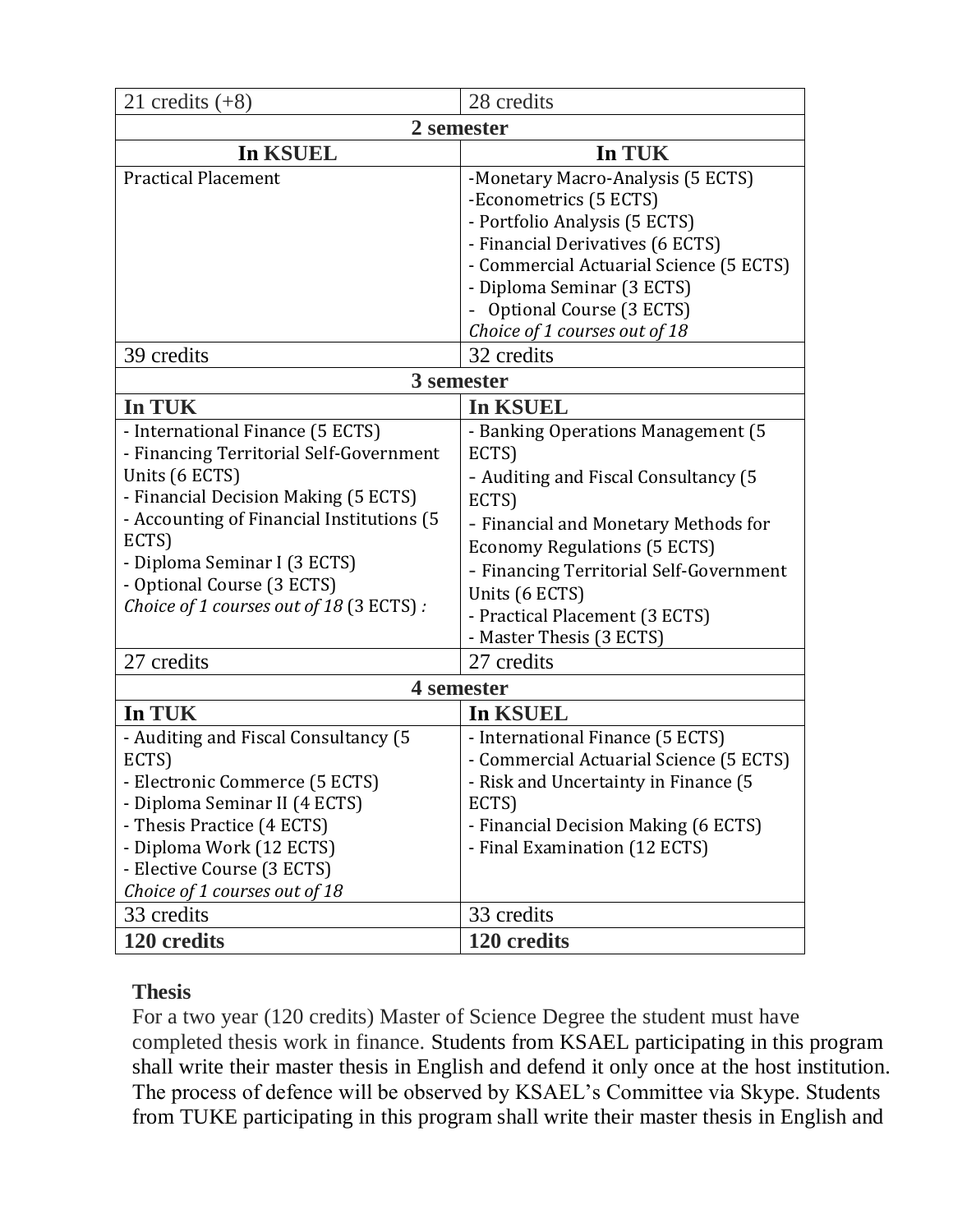| 21 credits (+8) | 28 credits |
|---|---|
| **2 semester** | |
| **In KSUEL** | **In TUK** |
| Practical Placement | -Monetary Macro-Analysis (5 ECTS)<br>-Econometrics (5 ECTS)<br>- Portfolio Analysis (5 ECTS)<br>- Financial Derivatives (6 ECTS)<br>- Commercial Actuarial Science (5 ECTS)<br>- Diploma Seminar (3 ECTS)<br>- Optional Course (3 ECTS)<br>*Choice of 1 courses out of 18* |
| 39 credits | 32 credits |
| **3 semester** | |
| **In TUK** | **In KSUEL** |
| - International Finance (5 ECTS)<br>- Financing Territorial Self-Government Units (6 ECTS)<br>- Financial Decision Making (5 ECTS)<br>- Accounting of Financial Institutions (5 ECTS)<br>- Diploma Seminar I (3 ECTS)<br>- Optional Course (3 ECTS)<br>*Choice of 1 courses out of 18* (3 ECTS) *:* | - Banking Operations Management (5 ECTS)<br>- Auditing and Fiscal Consultancy (5 ECTS)<br>- Financial and Monetary Methods for Economy Regulations (5 ECTS)<br>- Financing Territorial Self-Government Units (6 ECTS)<br>- Practical Placement (3 ECTS)<br>- Master Thesis (3 ECTS) |
| 27 credits | 27 credits |
| **4 semester** | |
| **In TUK** | **In KSUEL** |
| - Auditing and Fiscal Consultancy (5 ECTS)<br>- Electronic Commerce (5 ECTS)<br>- Diploma Seminar II (4 ECTS)<br>- Thesis Practice (4 ECTS)<br>- Diploma Work (12 ECTS)<br>- Elective Course (3 ECTS)<br>*Choice of 1 courses out of 18* | - International Finance (5 ECTS)<br>- Commercial Actuarial Science (5 ECTS)<br>- Risk and Uncertainty in Finance (5 ECTS)<br>- Financial Decision Making (6 ECTS)<br>- Final Examination (12 ECTS) |
| 33 credits | 33 credits |
| **120 credits** | **120 credits** |

**Thesis**

For a two year (120 credits) Master of Science Degree the student must have completed thesis work in finance. Students from KSAEL participating in this program shall write their master thesis in English and defend it only once at the host institution. The process of defence will be observed by KSAEL's Committee via Skype. Students from TUKE participating in this program shall write their master thesis in English and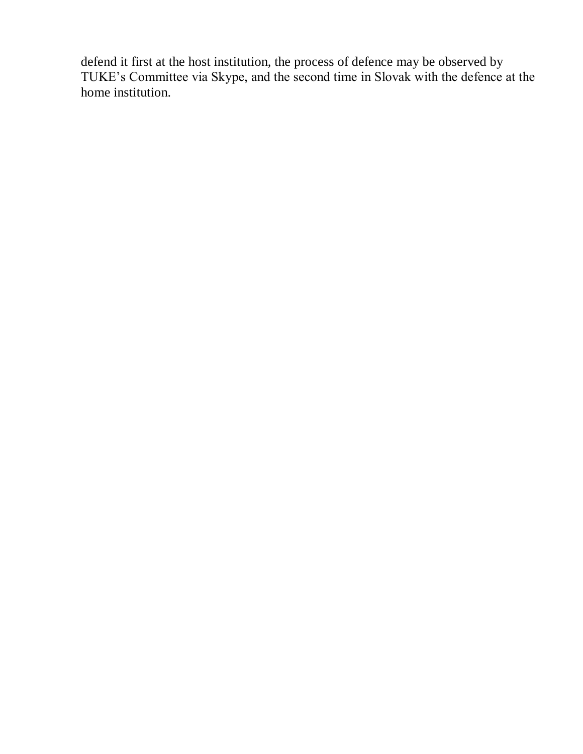defend it first at the host institution, the process of defence may be observed by TUKE's Committee via Skype, and the second time in Slovak with the defence at the home institution.